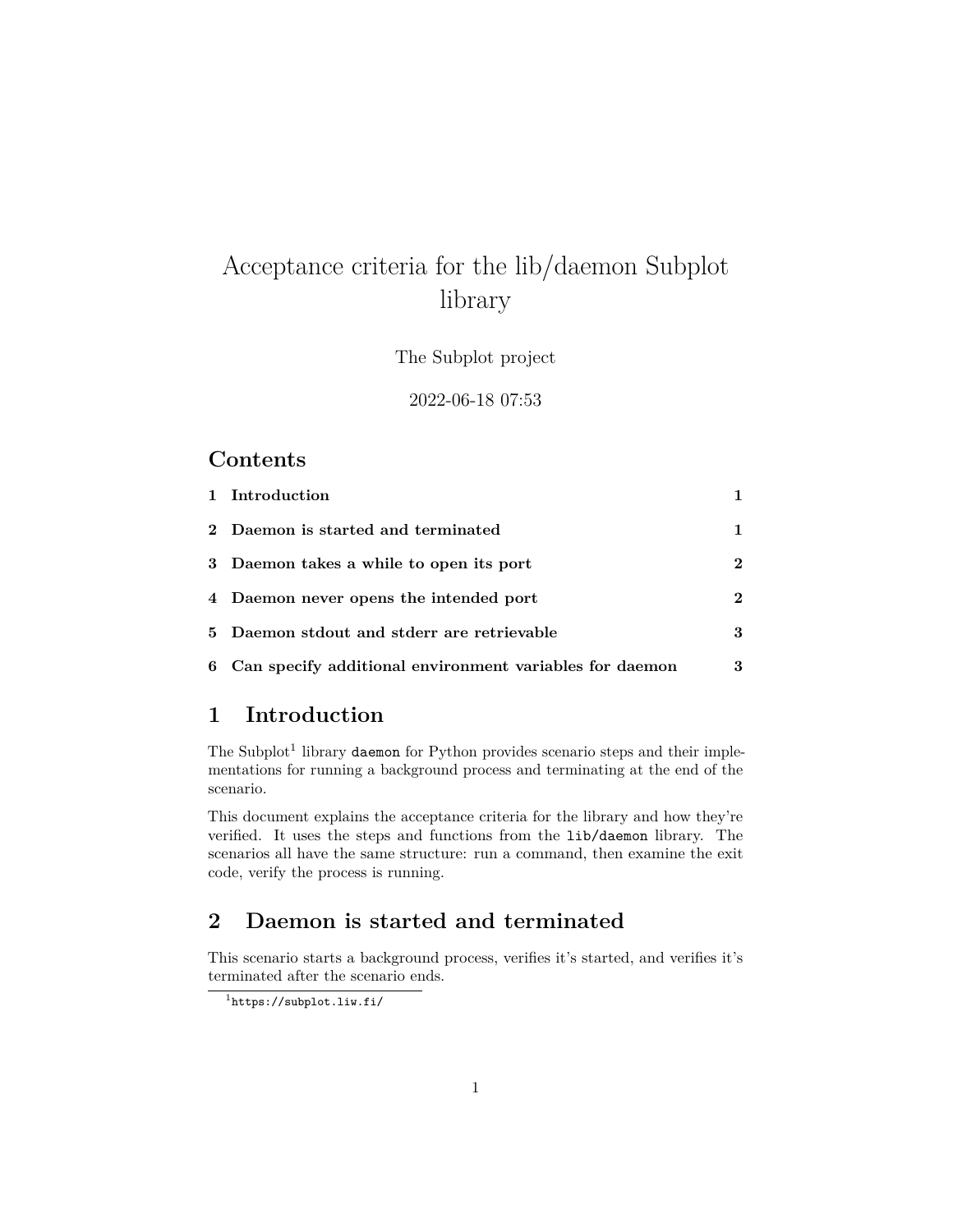# Acceptance criteria for the lib/daemon Subplot library

The Subplot project

2022-06-18 07:53

## Contents

| | | |
|---|---|---|
| 1 | Introduction | 1 |
| 2 | Daemon is started and terminated | 1 |
| 3 | Daemon takes a while to open its port | 2 |
| 4 | Daemon never opens the intended port | 2 |
| 5 | Daemon stdout and stderr are retrievable | 3 |
| 6 | Can specify additional environment variables for daemon | 3 |

## 1 Introduction

The Subplot[1] library `daemon` for Python provides scenario steps and their implementations for running a background process and terminating at the end of the scenario.

This document explains the acceptance criteria for the library and how they're verified. It uses the steps and functions from the `lib/daemon` library. The scenarios all have the same structure: run a command, then examine the exit code, verify the process is running.

## 2 Daemon is started and terminated

This scenario starts a background process, verifies it's started, and verifies it's terminated after the scenario ends.

[1] `https://subplot.liw.fi/`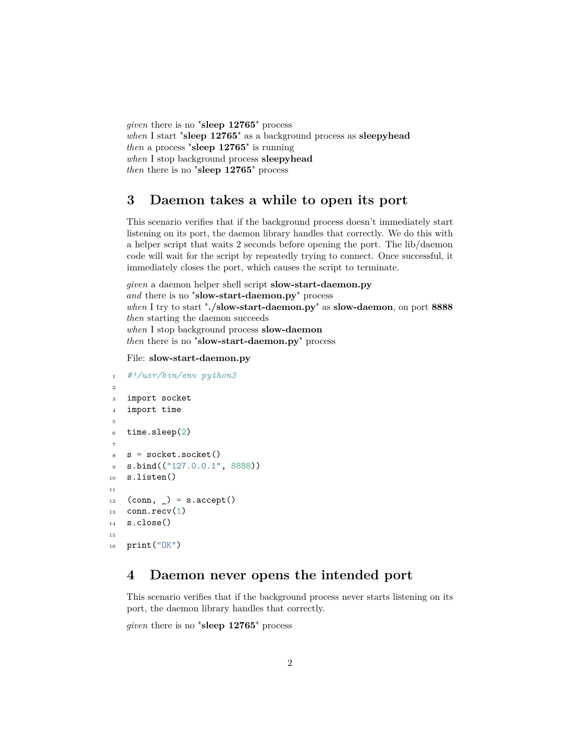*given* there is no "**sleep 12765**" process
*when* I start "**sleep 12765**" as a background process as **sleepyhead**
*then* a process "**sleep 12765**" is running
*when* I stop background process **sleepyhead**
*then* there is no "**sleep 12765**" process

## 3 Daemon takes a while to open its port

This scenario verifies that if the background process doesn't immediately start listening on its port, the daemon library handles that correctly. We do this with a helper script that waits 2 seconds before opening the port. The lib/daemon code will wait for the script by repeatedly trying to connect. Once successful, it immediately closes the port, which causes the script to terminate.

*given* a daemon helper shell script **slow-start-daemon.py**
*and* there is no "**slow-start-daemon.py**" process
*when* I try to start "**./slow-start-daemon.py**" as **slow-daemon**, on port **8888**
*then* starting the daemon succeeds
*when* I stop background process **slow-daemon**
*then* there is no "**slow-start-daemon.py**" process

File: **slow-start-daemon.py**

```
#!/usr/bin/env python3

import socket
import time

time.sleep(2)

s = socket.socket()
s.bind(("127.0.0.1", 8888))
s.listen()

(conn, _) = s.accept()
conn.recv(1)
s.close()

print("OK")
```

## 4 Daemon never opens the intended port

This scenario verifies that if the background process never starts listening on its port, the daemon library handles that correctly.

*given* there is no "**sleep 12765**" process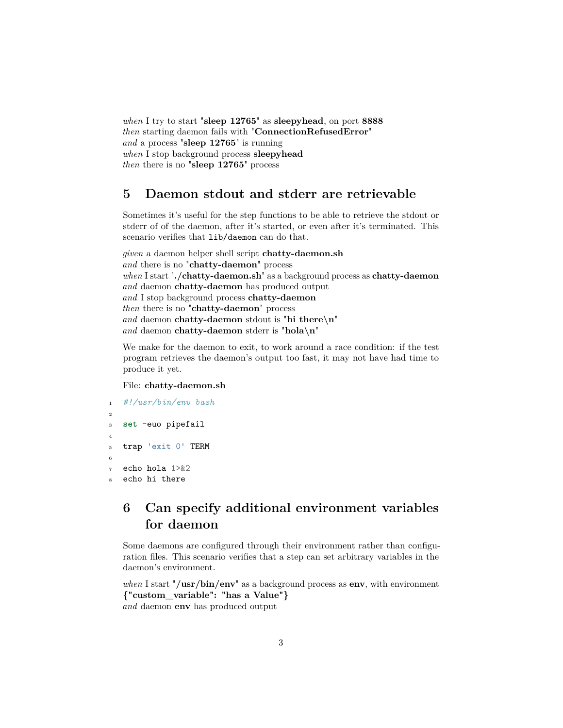*when* I try to start "**sleep 12765**" as **sleepyhead**, on port **8888**
*then* starting daemon fails with "**ConnectionRefusedError**"
*and* a process "**sleep 12765**" is running
*when* I stop background process **sleepyhead**
*then* there is no "**sleep 12765**" process

## 5 Daemon stdout and stderr are retrievable

Sometimes it's useful for the step functions to be able to retrieve the stdout or stderr of of the daemon, after it's started, or even after it's terminated. This scenario verifies that `lib/daemon` can do that.

*given* a daemon helper shell script **chatty-daemon.sh**
*and* there is no "**chatty-daemon**" process
*when* I start "**./chatty-daemon.sh**" as a background process as **chatty-daemon**
*and* daemon **chatty-daemon** has produced output
*and* I stop background process **chatty-daemon**
*then* there is no "**chatty-daemon**" process
*and* daemon **chatty-daemon** stdout is "**hi there\n**"
*and* daemon **chatty-daemon** stderr is "**hola\n**"

We make for the daemon to exit, to work around a race condition: if the test program retrieves the daemon's output too fast, it may not have had time to produce it yet.

File: **chatty-daemon.sh**

```
#!/usr/bin/env bash

set -euo pipefail

trap 'exit 0' TERM

echo hola 1>&2
echo hi there
```

## 6 Can specify additional environment variables for daemon

Some daemons are configured through their environment rather than configuration files. This scenario verifies that a step can set arbitrary variables in the daemon's environment.

*when* I start "**/usr/bin/env**" as a background process as **env**, with environment **{"custom_variable": "has a Value"}**
*and* daemon **env** has produced output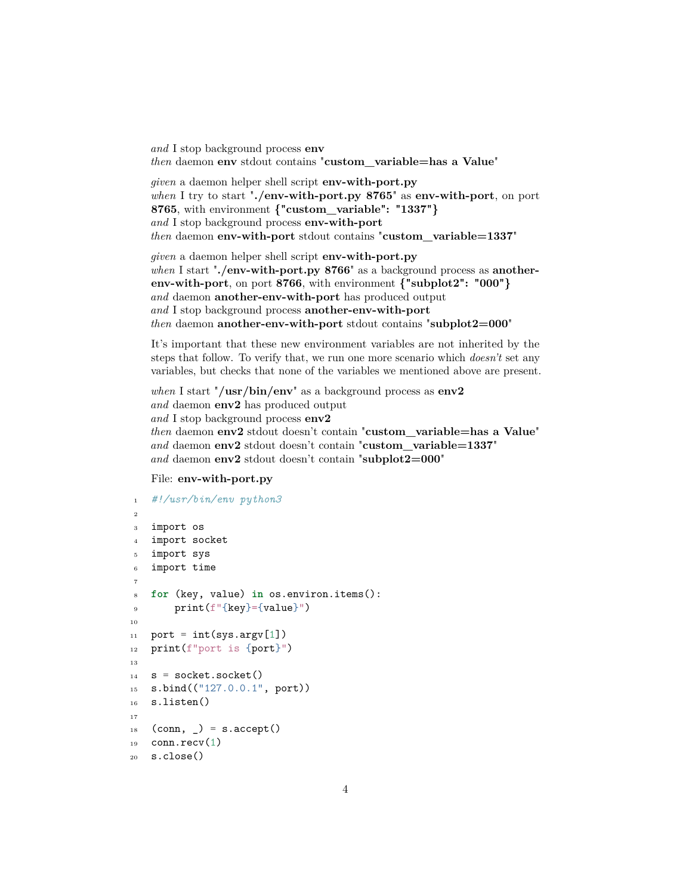*and* I stop background process **env**
*then* daemon **env** stdout contains "**custom_variable=has a Value**"

*given* a daemon helper shell script **env-with-port.py**
*when* I try to start "**./env-with-port.py 8765**" as **env-with-port**, on port **8765**, with environment **{"custom_variable": "1337"}**
*and* I stop background process **env-with-port**
*then* daemon **env-with-port** stdout contains "**custom_variable=1337**"

*given* a daemon helper shell script **env-with-port.py**
*when* I start "**./env-with-port.py 8766**" as a background process as **another-env-with-port**, on port **8766**, with environment **{"subplot2": "000"}**
*and* daemon **another-env-with-port** has produced output
*and* I stop background process **another-env-with-port**
*then* daemon **another-env-with-port** stdout contains "**subplot2=000**"

It's important that these new environment variables are not inherited by the steps that follow. To verify that, we run one more scenario which *doesn't* set any variables, but checks that none of the variables we mentioned above are present.

*when* I start "**/usr/bin/env**" as a background process as **env2**
*and* daemon **env2** has produced output
*and* I stop background process **env2**
*then* daemon **env2** stdout doesn't contain "**custom_variable=has a Value**"
*and* daemon **env2** stdout doesn't contain "**custom_variable=1337**"
*and* daemon **env2** stdout doesn't contain "**subplot2=000**"

File: **env-with-port.py**

```python
#!/usr/bin/env python3

import os
import socket
import sys
import time

for (key, value) in os.environ.items():
    print(f"{key}={value}")

port = int(sys.argv[1])
print(f"port is {port}")

s = socket.socket()
s.bind(("127.0.0.1", port))
s.listen()

(conn, _) = s.accept()
conn.recv(1)
s.close()
```